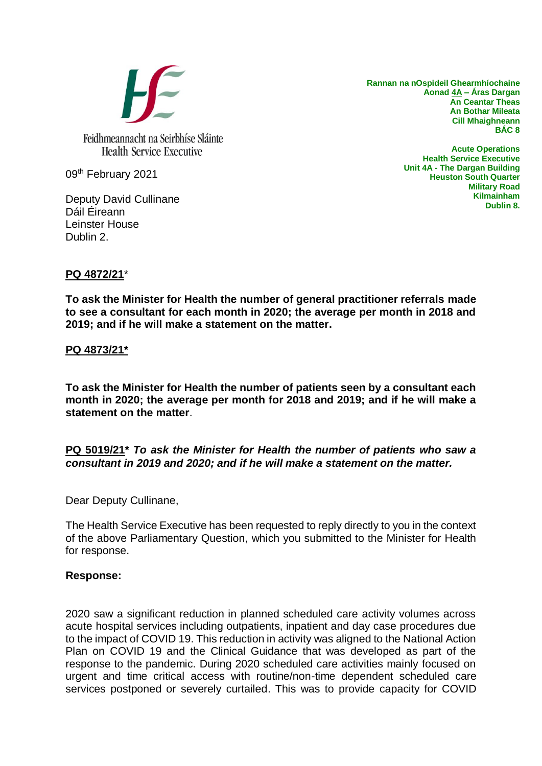Feidhmeannacht na Seirbhíse Sláinte
Health Service Executive

**Rannan na nOspideil Ghearmhíochaine**
**Aonad 4A – Áras Dargan**
**An Ceantar Theas**
**An Bothar Mileata**
**Cill Mhaighneann**
**BÁC 8**

**Acute Operations**
**Health Service Executive**
**Unit 4A - The Dargan Building**
**Heuston South Quarter**
**Military Road**
**Kilmainham**
**Dublin 8.**

09th February 2021

Deputy David Cullinane
Dáil Éireann
Leinster House
Dublin 2.

**PQ 4872/21***

**To ask the Minister for Health the number of general practitioner referrals made to see a consultant for each month in 2020; the average per month in 2018 and 2019; and if he will make a statement on the matter.**

**PQ 4873/21***

**To ask the Minister for Health the number of patients seen by a consultant each month in 2020; the average per month for 2018 and 2019; and if he will make a statement on the matter**.

**PQ 5019/21*** ***To ask the Minister for Health the number of patients who saw a consultant in 2019 and 2020; and if he will make a statement on the matter.***

Dear Deputy Cullinane,

The Health Service Executive has been requested to reply directly to you in the context of the above Parliamentary Question, which you submitted to the Minister for Health for response.

**Response:**

2020 saw a significant reduction in planned scheduled care activity volumes across acute hospital services including outpatients, inpatient and day case procedures due to the impact of COVID 19. This reduction in activity was aligned to the National Action Plan on COVID 19 and the Clinical Guidance that was developed as part of the response to the pandemic. During 2020 scheduled care activities mainly focused on urgent and time critical access with routine/non-time dependent scheduled care services postponed or severely curtailed. This was to provide capacity for COVID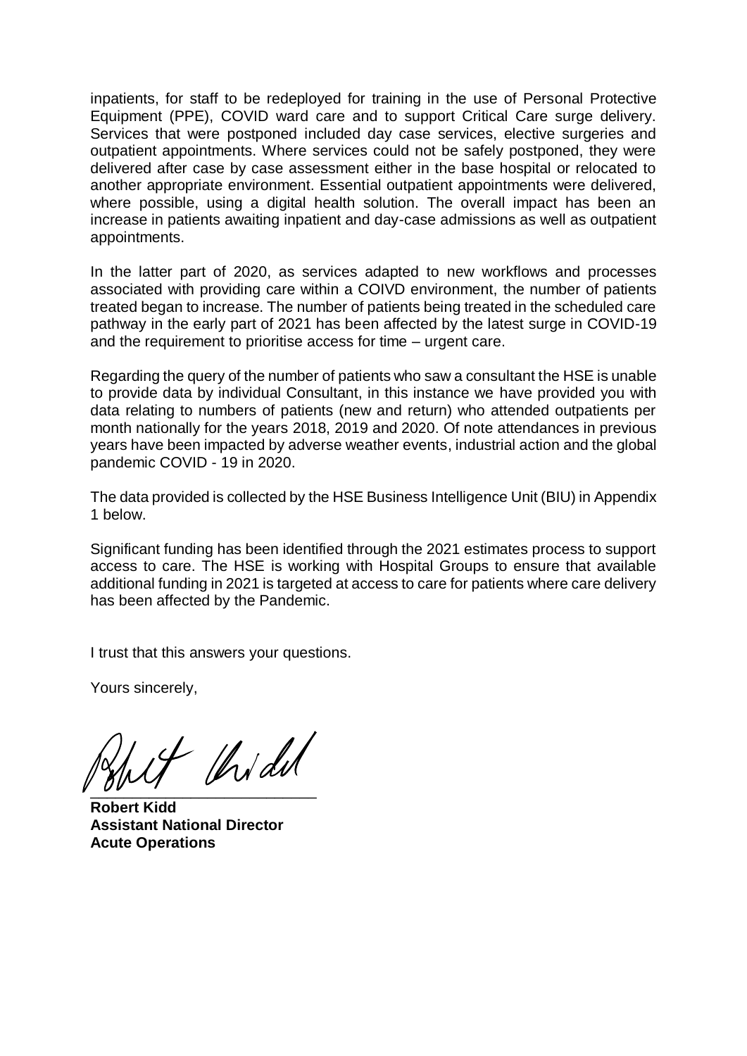inpatients, for staff to be redeployed for training in the use of Personal Protective Equipment (PPE), COVID ward care and to support Critical Care surge delivery. Services that were postponed included day case services, elective surgeries and outpatient appointments. Where services could not be safely postponed, they were delivered after case by case assessment either in the base hospital or relocated to another appropriate environment. Essential outpatient appointments were delivered, where possible, using a digital health solution. The overall impact has been an increase in patients awaiting inpatient and day-case admissions as well as outpatient appointments.

In the latter part of 2020, as services adapted to new workflows and processes associated with providing care within a COIVD environment, the number of patients treated began to increase. The number of patients being treated in the scheduled care pathway in the early part of 2021 has been affected by the latest surge in COVID-19 and the requirement to prioritise access for time – urgent care.

Regarding the query of the number of patients who saw a consultant the HSE is unable to provide data by individual Consultant, in this instance we have provided you with data relating to numbers of patients (new and return) who attended outpatients per month nationally for the years 2018, 2019 and 2020. Of note attendances in previous years have been impacted by adverse weather events, industrial action and the global pandemic COVID - 19 in 2020.

The data provided is collected by the HSE Business Intelligence Unit (BIU) in Appendix 1 below.

Significant funding has been identified through the 2021 estimates process to support access to care. The HSE is working with Hospital Groups to ensure that available additional funding in 2021 is targeted at access to care for patients where care delivery has been affected by the Pandemic.

I trust that this answers your questions.

Yours sincerely,

**Robert Kidd**
**Assistant National Director**
**Acute Operations**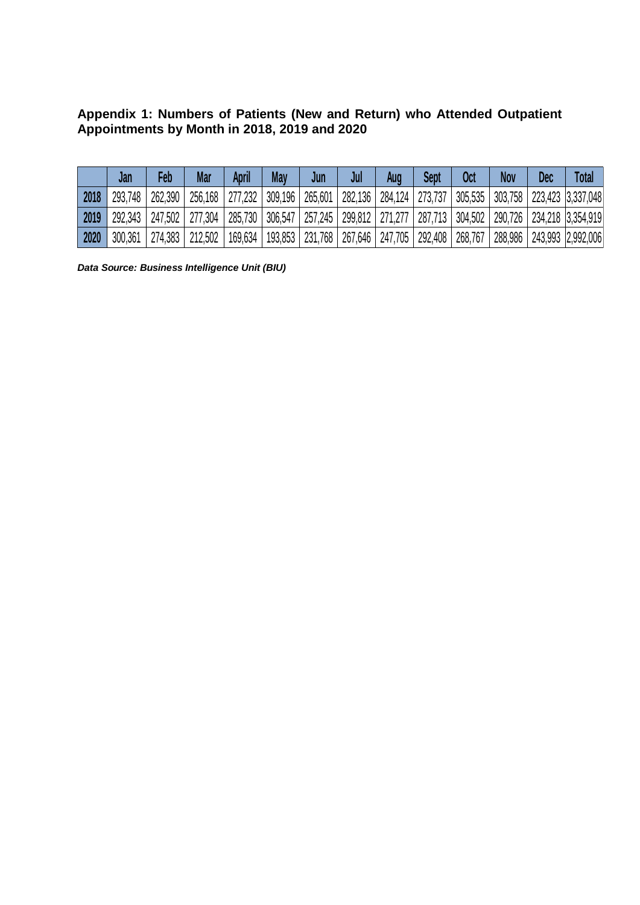**Appendix 1: Numbers of Patients (New and Return) who Attended Outpatient Appointments by Month in 2018, 2019 and 2020**

| | Jan | Feb | Mar | April | May | Jun | Jul | Aug | Sept | Oct | Nov | Dec | Total |
|---|---|---|---|---|---|---|---|---|---|---|---|---|---|
| 2018 | 293,748 | 262,390 | 256,168 | 277,232 | 309,196 | 265,601 | 282,136 | 284,124 | 273,737 | 305,535 | 303,758 | 223,423 | 3,337,048 |
| 2019 | 292,343 | 247,502 | 277,304 | 285,730 | 306,547 | 257,245 | 299,812 | 271,277 | 287,713 | 304,502 | 290,726 | 234,218 | 3,354,919 |
| 2020 | 300,361 | 274,383 | 212,502 | 169,634 | 193,853 | 231,768 | 267,646 | 247,705 | 292,408 | 268,767 | 288,986 | 243,993 | 2,992,006 |

***Data Source: Business Intelligence Unit (BIU)***